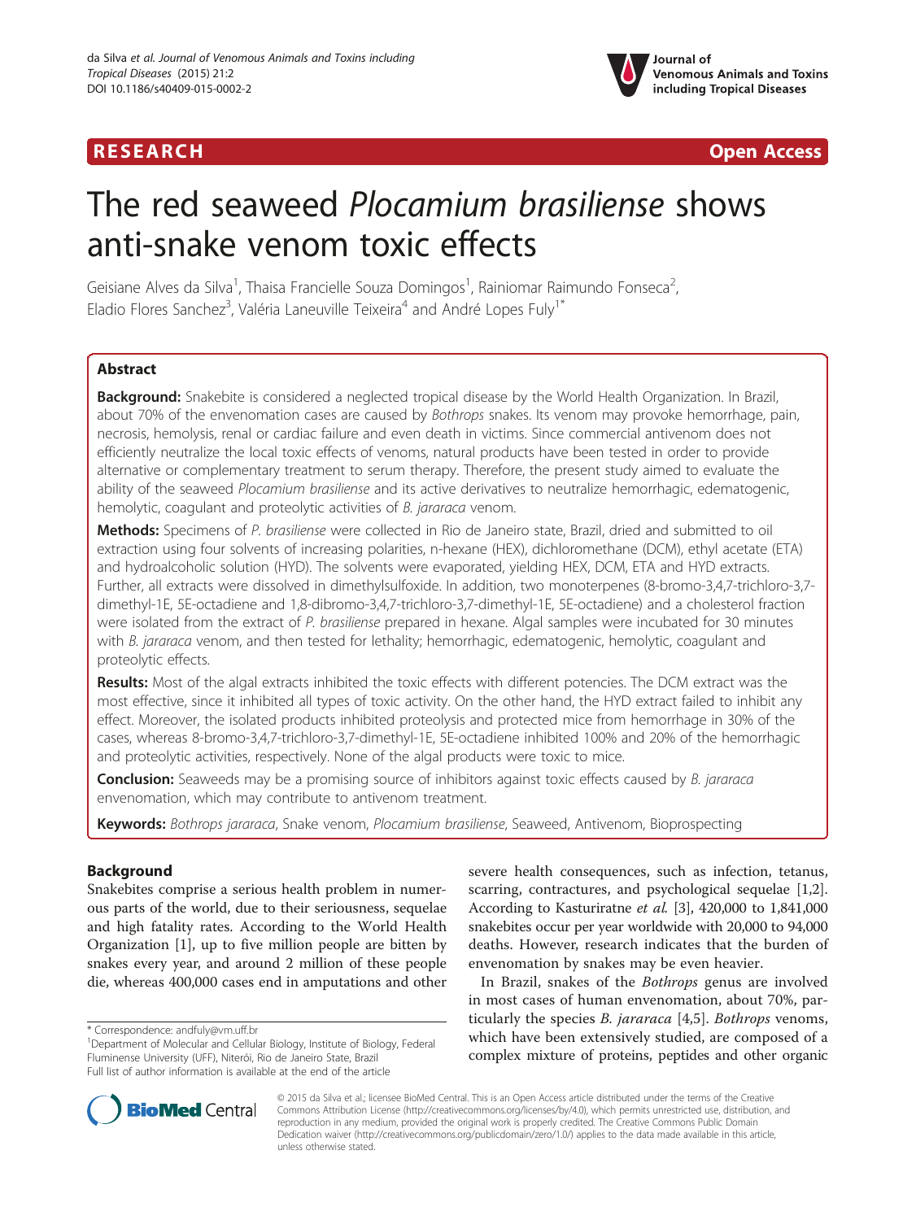RESEARCH Open Access

# The red seaweed *Plocamium brasiliense* shows anti-snake venom toxic effects

Geisiane Alves da Silva[1], Thaisa Francielle Souza Domingos[1], Rainiomar Raimundo Fonseca[2], Eladio Flores Sanchez[3], Valéria Laneuville Teixeira[4] and André Lopes Fuly[1*]

## Abstract

**Background:** Snakebite is considered a neglected tropical disease by the World Health Organization. In Brazil, about 70% of the envenomation cases are caused by *Bothrops* snakes. Its venom may provoke hemorrhage, pain, necrosis, hemolysis, renal or cardiac failure and even death in victims. Since commercial antivenom does not efficiently neutralize the local toxic effects of venoms, natural products have been tested in order to provide alternative or complementary treatment to serum therapy. Therefore, the present study aimed to evaluate the ability of the seaweed *Plocamium brasiliense* and its active derivatives to neutralize hemorrhagic, edematogenic, hemolytic, coagulant and proteolytic activities of *B. jararaca* venom.

**Methods:** Specimens of *P. brasiliense* were collected in Rio de Janeiro state, Brazil, dried and submitted to oil extraction using four solvents of increasing polarities, n-hexane (HEX), dichloromethane (DCM), ethyl acetate (ETA) and hydroalcoholic solution (HYD). The solvents were evaporated, yielding HEX, DCM, ETA and HYD extracts. Further, all extracts were dissolved in dimethylsulfoxide. In addition, two monoterpenes (8-bromo-3,4,7-trichloro-3,7-dimethyl-1E, 5E-octadiene and 1,8-dibromo-3,4,7-trichloro-3,7-dimethyl-1E, 5E-octadiene) and a cholesterol fraction were isolated from the extract of *P. brasiliense* prepared in hexane. Algal samples were incubated for 30 minutes with *B. jararaca* venom, and then tested for lethality; hemorrhagic, edematogenic, hemolytic, coagulant and proteolytic effects.

**Results:** Most of the algal extracts inhibited the toxic effects with different potencies. The DCM extract was the most effective, since it inhibited all types of toxic activity. On the other hand, the HYD extract failed to inhibit any effect. Moreover, the isolated products inhibited proteolysis and protected mice from hemorrhage in 30% of the cases, whereas 8-bromo-3,4,7-trichloro-3,7-dimethyl-1E, 5E-octadiene inhibited 100% and 20% of the hemorrhagic and proteolytic activities, respectively. None of the algal products were toxic to mice.

**Conclusion:** Seaweeds may be a promising source of inhibitors against toxic effects caused by *B. jararaca* envenomation, which may contribute to antivenom treatment.

**Keywords:** *Bothrops jararaca*, Snake venom, *Plocamium brasiliense*, Seaweed, Antivenom, Bioprospecting

## Background

Snakebites comprise a serious health problem in numerous parts of the world, due to their seriousness, sequelae and high fatality rates. According to the World Health Organization [1], up to five million people are bitten by snakes every year, and around 2 million of these people die, whereas 400,000 cases end in amputations and other severe health consequences, such as infection, tetanus, scarring, contractures, and psychological sequelae [1,2]. According to Kasturiratne *et al.* [3], 420,000 to 1,841,000 snakebites occur per year worldwide with 20,000 to 94,000 deaths. However, research indicates that the burden of envenomation by snakes may be even heavier.

In Brazil, snakes of the *Bothrops* genus are involved in most cases of human envenomation, about 70%, particularly the species *B. jararaca* [4,5]. *Bothrops* venoms, which have been extensively studied, are composed of a complex mixture of proteins, peptides and other organic

\* Correspondence: andfuly@vm.uff.br
[1]Department of Molecular and Cellular Biology, Institute of Biology, Federal Fluminense University (UFF), Niterói, Rio de Janeiro State, Brazil
Full list of author information is available at the end of the article

© 2015 da Silva et al.; licensee BioMed Central. This is an Open Access article distributed under the terms of the Creative Commons Attribution License (http://creativecommons.org/licenses/by/4.0), which permits unrestricted use, distribution, and reproduction in any medium, provided the original work is properly credited. The Creative Commons Public Domain Dedication waiver (http://creativecommons.org/publicdomain/zero/1.0/) applies to the data made available in this article, unless otherwise stated.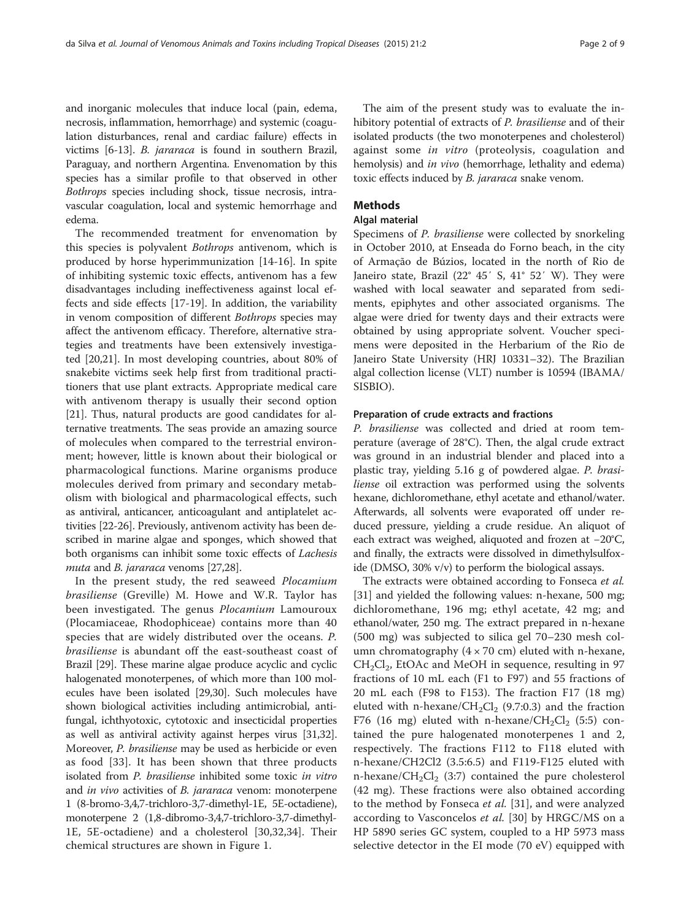and inorganic molecules that induce local (pain, edema, necrosis, inflammation, hemorrhage) and systemic (coagulation disturbances, renal and cardiac failure) effects in victims [6-13]. *B. jararaca* is found in southern Brazil, Paraguay, and northern Argentina. Envenomation by this species has a similar profile to that observed in other *Bothrops* species including shock, tissue necrosis, intravascular coagulation, local and systemic hemorrhage and edema.

The recommended treatment for envenomation by this species is polyvalent *Bothrops* antivenom, which is produced by horse hyperimmunization [14-16]. In spite of inhibiting systemic toxic effects, antivenom has a few disadvantages including ineffectiveness against local effects and side effects [17-19]. In addition, the variability in venom composition of different *Bothrops* species may affect the antivenom efficacy. Therefore, alternative strategies and treatments have been extensively investigated [20,21]. In most developing countries, about 80% of snakebite victims seek help first from traditional practitioners that use plant extracts. Appropriate medical care with antivenom therapy is usually their second option [21]. Thus, natural products are good candidates for alternative treatments. The seas provide an amazing source of molecules when compared to the terrestrial environment; however, little is known about their biological or pharmacological functions. Marine organisms produce molecules derived from primary and secondary metabolism with biological and pharmacological effects, such as antiviral, anticancer, anticoagulant and antiplatelet activities [22-26]. Previously, antivenom activity has been described in marine algae and sponges, which showed that both organisms can inhibit some toxic effects of *Lachesis muta* and *B. jararaca* venoms [27,28].

In the present study, the red seaweed *Plocamium brasiliense* (Greville) M. Howe and W.R. Taylor has been investigated. The genus *Plocamium* Lamouroux (Plocamiaceae, Rhodophiceae) contains more than 40 species that are widely distributed over the oceans. *P. brasiliense* is abundant off the east-southeast coast of Brazil [29]. These marine algae produce acyclic and cyclic halogenated monoterpenes, of which more than 100 molecules have been isolated [29,30]. Such molecules have shown biological activities including antimicrobial, antifungal, ichthyotoxic, cytotoxic and insecticidal properties as well as antiviral activity against herpes virus [31,32]. Moreover, *P. brasiliense* may be used as herbicide or even as food [33]. It has been shown that three products isolated from *P. brasiliense* inhibited some toxic *in vitro* and *in vivo* activities of *B. jararaca* venom: monoterpene 1 (8-bromo-3,4,7-trichloro-3,7-dimethyl-1E, 5E-octadiene), monoterpene 2 (1,8-dibromo-3,4,7-trichloro-3,7-dimethyl-1E, 5E-octadiene) and a cholesterol [30,32,34]. Their chemical structures are shown in Figure 1.

The aim of the present study was to evaluate the inhibitory potential of extracts of *P. brasiliense* and of their isolated products (the two monoterpenes and cholesterol) against some *in vitro* (proteolysis, coagulation and hemolysis) and *in vivo* (hemorrhage, lethality and edema) toxic effects induced by *B. jararaca* snake venom.

## Methods

### Algal material

Specimens of *P. brasiliense* were collected by snorkeling in October 2010, at Enseada do Forno beach, in the city of Armação de Búzios, located in the north of Rio de Janeiro state, Brazil (22° 45′ S, 41° 52′ W). They were washed with local seawater and separated from sediments, epiphytes and other associated organisms. The algae were dried for twenty days and their extracts were obtained by using appropriate solvent. Voucher specimens were deposited in the Herbarium of the Rio de Janeiro State University (HRJ 10331–32). The Brazilian algal collection license (VLT) number is 10594 (IBAMA/SISBIO).

### Preparation of crude extracts and fractions

*P. brasiliense* was collected and dried at room temperature (average of 28°C). Then, the algal crude extract was ground in an industrial blender and placed into a plastic tray, yielding 5.16 g of powdered algae. *P. brasiliense* oil extraction was performed using the solvents hexane, dichloromethane, ethyl acetate and ethanol/water. Afterwards, all solvents were evaporated off under reduced pressure, yielding a crude residue. An aliquot of each extract was weighed, aliquoted and frozen at −20°C, and finally, the extracts were dissolved in dimethylsulfoxide (DMSO, 30% v/v) to perform the biological assays.

The extracts were obtained according to Fonseca *et al.* [31] and yielded the following values: n-hexane, 500 mg; dichloromethane, 196 mg; ethyl acetate, 42 mg; and ethanol/water, 250 mg. The extract prepared in n-hexane (500 mg) was subjected to silica gel 70–230 mesh column chromatography (4 × 70 cm) eluted with n-hexane, $CH_2Cl_2$, EtOAc and MeOH in sequence, resulting in 97 fractions of 10 mL each (F1 to F97) and 55 fractions of 20 mL each (F98 to F153). The fraction F17 (18 mg) eluted with n-hexane/$CH_2Cl_2$ (9.7:0.3) and the fraction F76 (16 mg) eluted with n-hexane/$CH_2Cl_2$ (5:5) contained the pure halogenated monoterpenes 1 and 2, respectively. The fractions F112 to F118 eluted with n-hexane/CH2Cl2 (3.5:6.5) and F119-F125 eluted with n-hexane/$CH_2Cl_2$ (3:7) contained the pure cholesterol (42 mg). These fractions were also obtained according to the method by Fonseca *et al.* [31], and were analyzed according to Vasconcelos *et al.* [30] by HRGC/MS on a HP 5890 series GC system, coupled to a HP 5973 mass selective detector in the EI mode (70 eV) equipped with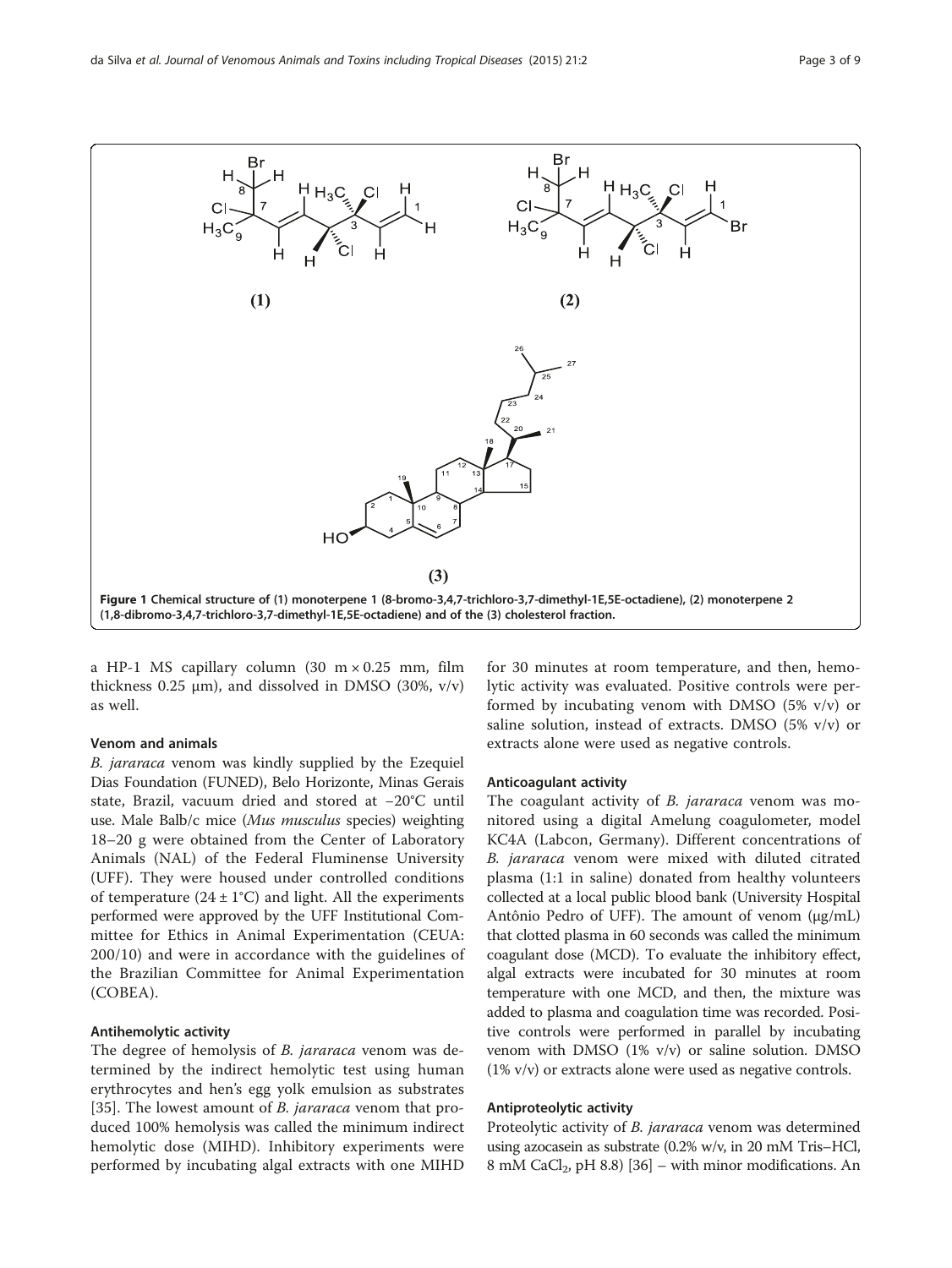Figure 1 Chemical structure of (1) monoterpene 1 (8-bromo-3,4,7-trichloro-3,7-dimethyl-1E,5E-octadiene), (2) monoterpene 2 (1,8-dibromo-3,4,7-trichloro-3,7-dimethyl-1E,5E-octadiene) and of the (3) cholesterol fraction.

a HP-1 MS capillary column (30 m × 0.25 mm, film thickness 0.25 μm), and dissolved in DMSO (30%, v/v) as well.

### Venom and animals

*B. jararaca* venom was kindly supplied by the Ezequiel Dias Foundation (FUNED), Belo Horizonte, Minas Gerais state, Brazil, vacuum dried and stored at −20°C until use. Male Balb/c mice (*Mus musculus* species) weighting 18–20 g were obtained from the Center of Laboratory Animals (NAL) of the Federal Fluminense University (UFF). They were housed under controlled conditions of temperature (24 ± 1°C) and light. All the experiments performed were approved by the UFF Institutional Committee for Ethics in Animal Experimentation (CEUA: 200/10) and were in accordance with the guidelines of the Brazilian Committee for Animal Experimentation (COBEA).

### Antihemolytic activity

The degree of hemolysis of *B. jararaca* venom was determined by the indirect hemolytic test using human erythrocytes and hen's egg yolk emulsion as substrates [35]. The lowest amount of *B. jararaca* venom that produced 100% hemolysis was called the minimum indirect hemolytic dose (MIHD). Inhibitory experiments were performed by incubating algal extracts with one MIHD for 30 minutes at room temperature, and then, hemolytic activity was evaluated. Positive controls were performed by incubating venom with DMSO (5% v/v) or saline solution, instead of extracts. DMSO (5% v/v) or extracts alone were used as negative controls.

### Anticoagulant activity

The coagulant activity of *B. jararaca* venom was monitored using a digital Amelung coagulometer, model KC4A (Labcon, Germany). Different concentrations of *B. jararaca* venom were mixed with diluted citrated plasma (1:1 in saline) donated from healthy volunteers collected at a local public blood bank (University Hospital Antônio Pedro of UFF). The amount of venom (μg/mL) that clotted plasma in 60 seconds was called the minimum coagulant dose (MCD). To evaluate the inhibitory effect, algal extracts were incubated for 30 minutes at room temperature with one MCD, and then, the mixture was added to plasma and coagulation time was recorded. Positive controls were performed in parallel by incubating venom with DMSO (1% v/v) or saline solution. DMSO (1% v/v) or extracts alone were used as negative controls.

### Antiproteolytic activity

Proteolytic activity of *B. jararaca* venom was determined using azocasein as substrate (0.2% w/v, in 20 mM Tris–HCl, 8 mM $CaCl_2$, pH 8.8) [36] – with minor modifications. An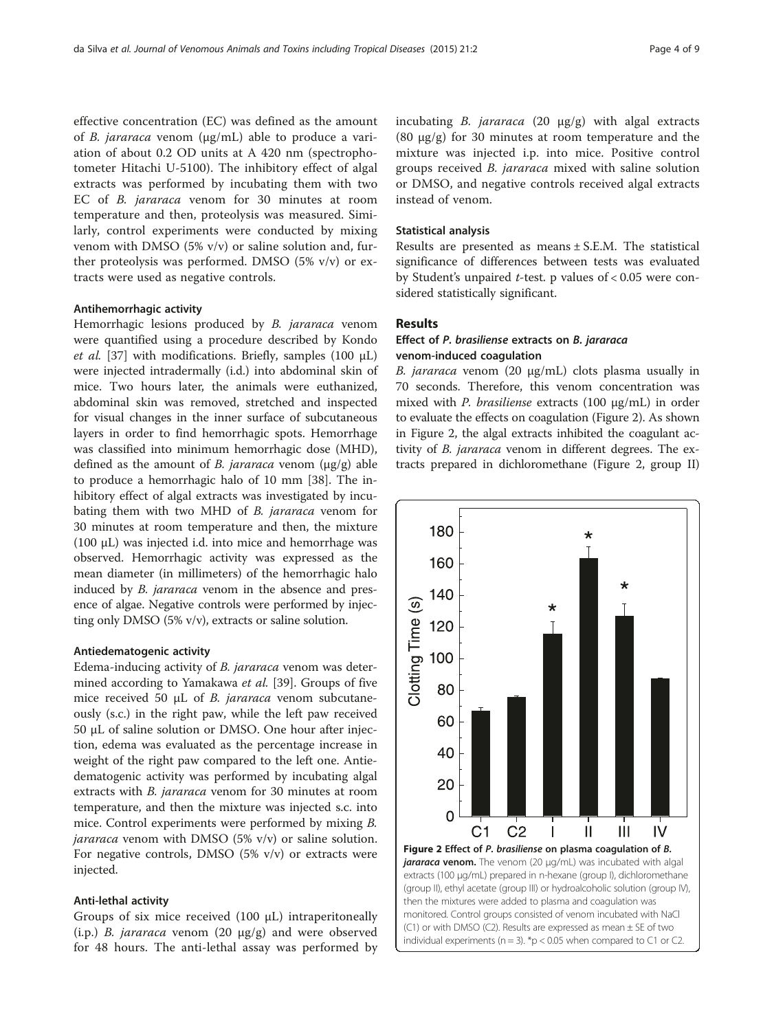effective concentration (EC) was defined as the amount of *B. jararaca* venom (μg/mL) able to produce a variation of about 0.2 OD units at A 420 nm (spectrophotometer Hitachi U-5100). The inhibitory effect of algal extracts was performed by incubating them with two EC of *B. jararaca* venom for 30 minutes at room temperature and then, proteolysis was measured. Similarly, control experiments were conducted by mixing venom with DMSO (5% v/v) or saline solution and, further proteolysis was performed. DMSO (5% v/v) or extracts were used as negative controls.

#### Antihemorrhagic activity

Hemorrhagic lesions produced by *B. jararaca* venom were quantified using a procedure described by Kondo *et al.* [37] with modifications. Briefly, samples (100 μL) were injected intradermally (i.d.) into abdominal skin of mice. Two hours later, the animals were euthanized, abdominal skin was removed, stretched and inspected for visual changes in the inner surface of subcutaneous layers in order to find hemorrhagic spots. Hemorrhage was classified into minimum hemorrhagic dose (MHD), defined as the amount of *B. jararaca* venom (μg/g) able to produce a hemorrhagic halo of 10 mm [38]. The inhibitory effect of algal extracts was investigated by incubating them with two MHD of *B. jararaca* venom for 30 minutes at room temperature and then, the mixture (100 μL) was injected i.d. into mice and hemorrhage was observed. Hemorrhagic activity was expressed as the mean diameter (in millimeters) of the hemorrhagic halo induced by *B. jararaca* venom in the absence and presence of algae. Negative controls were performed by injecting only DMSO (5% v/v), extracts or saline solution.

#### Antiedematogenic activity

Edema-inducing activity of *B. jararaca* venom was determined according to Yamakawa *et al.* [39]. Groups of five mice received 50 μL of *B. jararaca* venom subcutaneously (s.c.) in the right paw, while the left paw received 50 μL of saline solution or DMSO. One hour after injection, edema was evaluated as the percentage increase in weight of the right paw compared to the left one. Antiedematogenic activity was performed by incubating algal extracts with *B. jararaca* venom for 30 minutes at room temperature, and then the mixture was injected s.c. into mice. Control experiments were performed by mixing *B. jararaca* venom with DMSO (5% v/v) or saline solution. For negative controls, DMSO (5% v/v) or extracts were injected.

#### Anti-lethal activity

Groups of six mice received (100 μL) intraperitoneally (i.p.) *B. jararaca* venom (20 μg/g) and were observed for 48 hours. The anti-lethal assay was performed by incubating *B. jararaca* (20 μg/g) with algal extracts (80 μg/g) for 30 minutes at room temperature and the mixture was injected i.p. into mice. Positive control groups received *B. jararaca* mixed with saline solution or DMSO, and negative controls received algal extracts instead of venom.

#### Statistical analysis

Results are presented as means ± S.E.M. The statistical significance of differences between tests was evaluated by Student's unpaired *t*-test. p values of < 0.05 were considered statistically significant.

## Results

### Effect of *P. brasiliense* extracts on *B. jararaca* venom-induced coagulation

*B. jararaca* venom (20 μg/mL) clots plasma usually in 70 seconds. Therefore, this venom concentration was mixed with *P. brasiliense* extracts (100 μg/mL) in order to evaluate the effects on coagulation (Figure 2). As shown in Figure 2, the algal extracts inhibited the coagulant activity of *B. jararaca* venom in different degrees. The extracts prepared in dichloromethane (Figure 2, group II)

**Figure 2 Effect of *P. brasiliense* on plasma coagulation of *B. jararaca* venom.** The venom (20 μg/mL) was incubated with algal extracts (100 μg/mL) prepared in n-hexane (group I), dichloromethane (group II), ethyl acetate (group III) or hydroalcoholic solution (group IV), then the mixtures were added to plasma and coagulation was monitored. Control groups consisted of venom incubated with NaCl (C1) or with DMSO (C2). Results are expressed as mean ± SE of two individual experiments (n = 3). *p < 0.05 when compared to C1 or C2.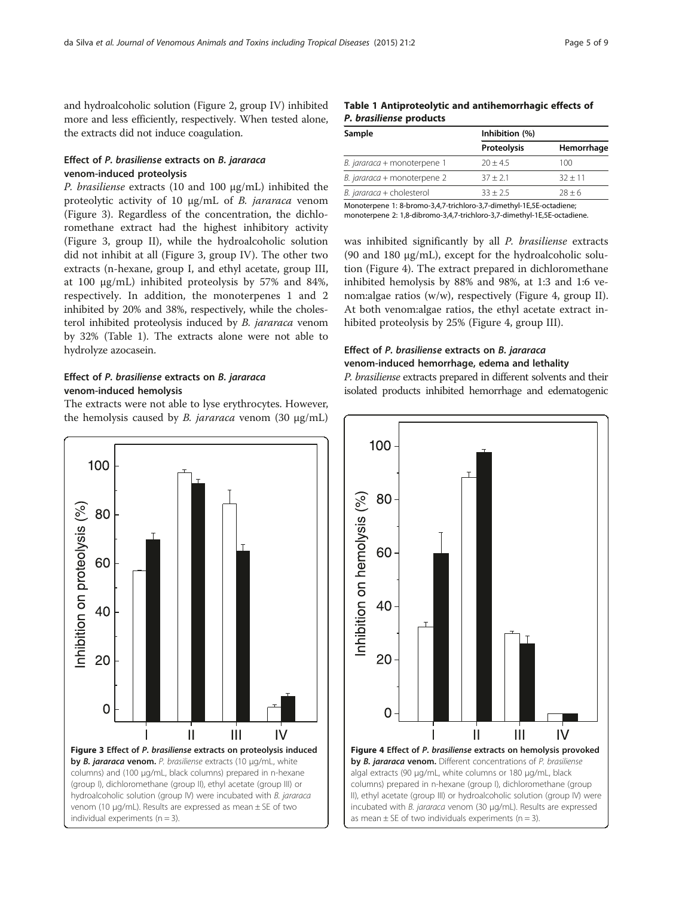and hydroalcoholic solution (Figure 2, group IV) inhibited more and less efficiently, respectively. When tested alone, the extracts did not induce coagulation.

### Effect of *P. brasiliense* extracts on *B. jararaca* venom-induced proteolysis

*P. brasiliense* extracts (10 and 100 μg/mL) inhibited the proteolytic activity of 10 μg/mL of *B. jararaca* venom (Figure 3). Regardless of the concentration, the dichloromethane extract had the highest inhibitory activity (Figure 3, group II), while the hydroalcoholic solution did not inhibit at all (Figure 3, group IV). The other two extracts (n-hexane, group I, and ethyl acetate, group III, at 100 μg/mL) inhibited proteolysis by 57% and 84%, respectively. In addition, the monoterpenes 1 and 2 inhibited by 20% and 38%, respectively, while the cholesterol inhibited proteolysis induced by *B. jararaca* venom by 32% (Table 1). The extracts alone were not able to hydrolyze azocasein.

### Effect of *P. brasiliense* extracts on *B. jararaca* venom-induced hemolysis

The extracts were not able to lyse erythrocytes. However, the hemolysis caused by *B. jararaca* venom (30 μg/mL) was inhibited significantly by all *P. brasiliense* extracts (90 and 180 μg/mL), except for the hydroalcoholic solution (Figure 4). The extract prepared in dichloromethane inhibited hemolysis by 88% and 98%, at 1:3 and 1:6 venom:algae ratios (w/w), respectively (Figure 4, group II). At both venom:algae ratios, the ethyl acetate extract inhibited proteolysis by 25% (Figure 4, group III).

**Table 1 Antiproteolytic and antihemorrhagic effects of *P. brasiliense* products**

| Sample | Inhibition (%) | |
|---|---|---|
| | Proteolysis | Hemorrhage |
| *B. jararaca* + monoterpene 1 | 20 ± 4.5 | 100 |
| *B. jararaca* + monoterpene 2 | 37 ± 2.1 | 32 ± 11 |
| *B. jararaca* + cholesterol | 33 ± 2.5 | 28 ± 6 |

Monoterpene 1: 8-bromo-3,4,7-trichloro-3,7-dimethyl-1E,5E-octadiene; monoterpene 2: 1,8-dibromo-3,4,7-trichloro-3,7-dimethyl-1E,5E-octadiene.

### Effect of *P. brasiliense* extracts on *B. jararaca* venom-induced hemorrhage, edema and lethality

*P. brasiliense* extracts prepared in different solvents and their isolated products inhibited hemorrhage and edematogenic

**Figure 3 Effect of *P. brasiliense* extracts on proteolysis induced by *B. jararaca* venom.** *P. brasiliense* extracts (10 μg/mL, white columns) and (100 μg/mL, black columns) prepared in n-hexane (group I), dichloromethane (group II), ethyl acetate (group III) or hydroalcoholic solution (group IV) were incubated with *B. jararaca* venom (10 μg/mL). Results are expressed as mean ± SE of two individual experiments (n = 3).

**Figure 4 Effect of *P. brasiliense* extracts on hemolysis provoked by *B. jararaca* venom.** Different concentrations of *P. brasiliense* algal extracts (90 μg/mL, white columns or 180 μg/mL, black columns) prepared in n-hexane (group I), dichloromethane (group II), ethyl acetate (group III) or hydroalcoholic solution (group IV) were incubated with *B. jararaca* venom (30 μg/mL). Results are expressed as mean ± SE of two individuals experiments (n = 3).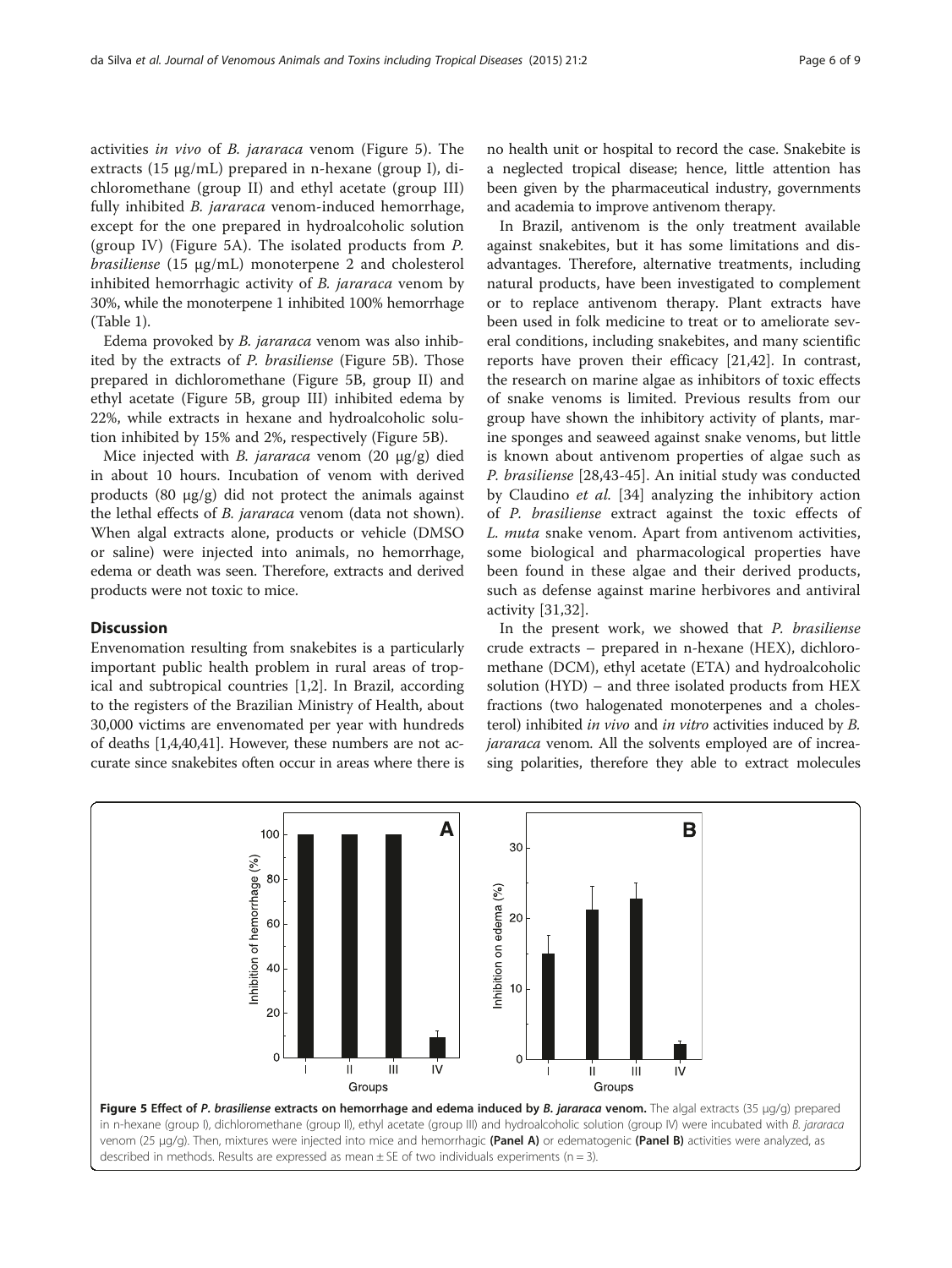activities *in vivo* of *B. jararaca* venom (Figure 5). The extracts (15 μg/mL) prepared in n-hexane (group I), dichloromethane (group II) and ethyl acetate (group III) fully inhibited *B. jararaca* venom-induced hemorrhage, except for the one prepared in hydroalcoholic solution (group IV) (Figure 5A). The isolated products from *P. brasiliense* (15 μg/mL) monoterpene 2 and cholesterol inhibited hemorrhagic activity of *B. jararaca* venom by 30%, while the monoterpene 1 inhibited 100% hemorrhage (Table 1).

Edema provoked by *B. jararaca* venom was also inhibited by the extracts of *P. brasiliense* (Figure 5B). Those prepared in dichloromethane (Figure 5B, group II) and ethyl acetate (Figure 5B, group III) inhibited edema by 22%, while extracts in hexane and hydroalcoholic solution inhibited by 15% and 2%, respectively (Figure 5B).

Mice injected with *B. jararaca* venom (20 μg/g) died in about 10 hours. Incubation of venom with derived products (80 μg/g) did not protect the animals against the lethal effects of *B. jararaca* venom (data not shown). When algal extracts alone, products or vehicle (DMSO or saline) were injected into animals, no hemorrhage, edema or death was seen. Therefore, extracts and derived products were not toxic to mice.

## Discussion

Envenomation resulting from snakebites is a particularly important public health problem in rural areas of tropical and subtropical countries [1,2]. In Brazil, according to the registers of the Brazilian Ministry of Health, about 30,000 victims are envenomated per year with hundreds of deaths [1,4,40,41]. However, these numbers are not accurate since snakebites often occur in areas where there is no health unit or hospital to record the case. Snakebite is a neglected tropical disease; hence, little attention has been given by the pharmaceutical industry, governments and academia to improve antivenom therapy.

In Brazil, antivenom is the only treatment available against snakebites, but it has some limitations and disadvantages. Therefore, alternative treatments, including natural products, have been investigated to complement or to replace antivenom therapy. Plant extracts have been used in folk medicine to treat or to ameliorate several conditions, including snakebites, and many scientific reports have proven their efficacy [21,42]. In contrast, the research on marine algae as inhibitors of toxic effects of snake venoms is limited. Previous results from our group have shown the inhibitory activity of plants, marine sponges and seaweed against snake venoms, but little is known about antivenom properties of algae such as *P. brasiliense* [28,43-45]. An initial study was conducted by Claudino *et al.* [34] analyzing the inhibitory action of *P. brasiliense* extract against the toxic effects of *L. muta* snake venom. Apart from antivenom activities, some biological and pharmacological properties have been found in these algae and their derived products, such as defense against marine herbivores and antiviral activity [31,32].

In the present work, we showed that *P. brasiliense* crude extracts – prepared in n-hexane (HEX), dichloromethane (DCM), ethyl acetate (ETA) and hydroalcoholic solution (HYD) – and three isolated products from HEX fractions (two halogenated monoterpenes and a cholesterol) inhibited *in vivo* and *in vitro* activities induced by *B. jararaca* venom. All the solvents employed are of increasing polarities, therefore they able to extract molecules

**Figure 5 Effect of *P. brasiliense* extracts on hemorrhage and edema induced by *B. jararaca* venom.** The algal extracts (35 μg/g) prepared in n-hexane (group I), dichloromethane (group II), ethyl acetate (group III) and hydroalcoholic solution (group IV) were incubated with *B. jararaca* venom (25 μg/g). Then, mixtures were injected into mice and hemorrhagic **(Panel A)** or edematogenic **(Panel B)** activities were analyzed, as described in methods. Results are expressed as mean ± SE of two individuals experiments (n = 3).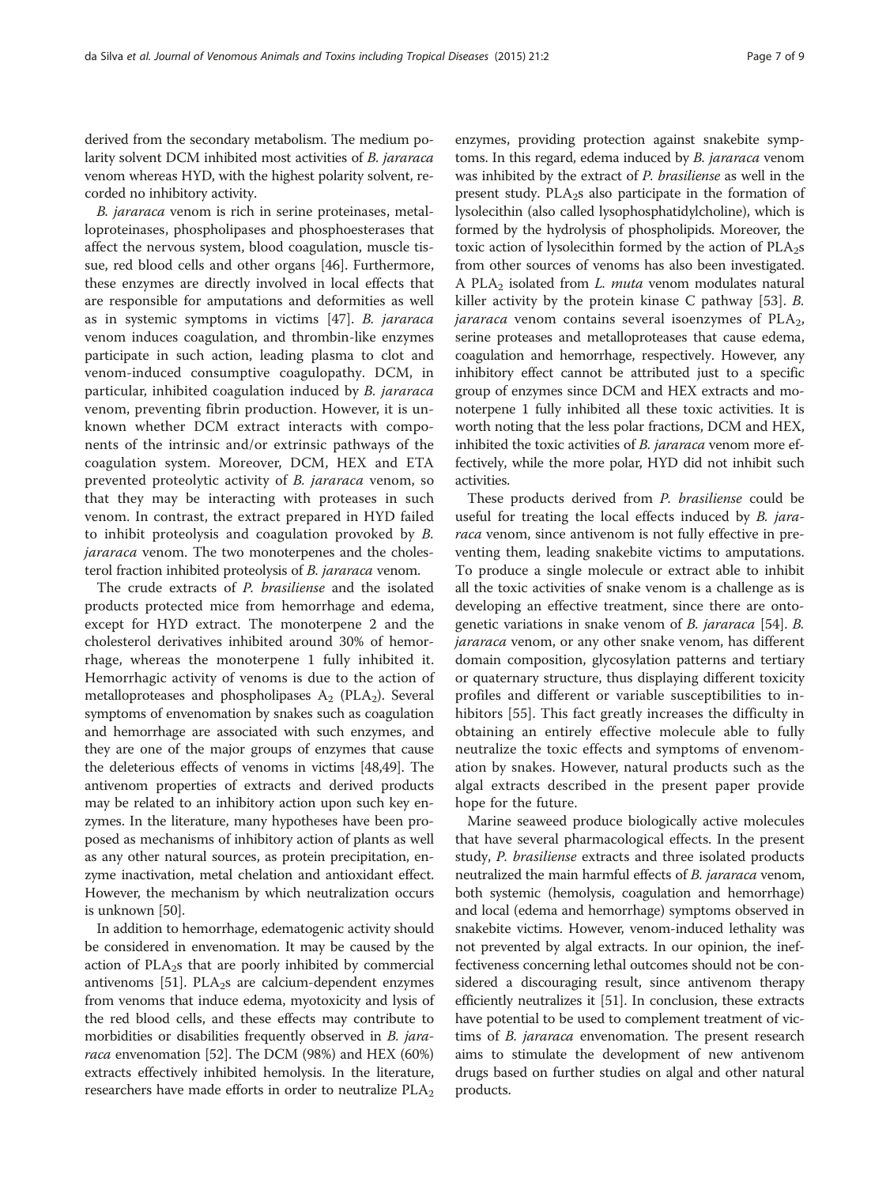derived from the secondary metabolism. The medium polarity solvent DCM inhibited most activities of *B. jararaca* venom whereas HYD, with the highest polarity solvent, recorded no inhibitory activity.

*B. jararaca* venom is rich in serine proteinases, metalloproteinases, phospholipases and phosphoesterases that affect the nervous system, blood coagulation, muscle tissue, red blood cells and other organs [46]. Furthermore, these enzymes are directly involved in local effects that are responsible for amputations and deformities as well as in systemic symptoms in victims [47]. *B. jararaca* venom induces coagulation, and thrombin-like enzymes participate in such action, leading plasma to clot and venom-induced consumptive coagulopathy. DCM, in particular, inhibited coagulation induced by *B. jararaca* venom, preventing fibrin production. However, it is unknown whether DCM extract interacts with components of the intrinsic and/or extrinsic pathways of the coagulation system. Moreover, DCM, HEX and ETA prevented proteolytic activity of *B. jararaca* venom, so that they may be interacting with proteases in such venom. In contrast, the extract prepared in HYD failed to inhibit proteolysis and coagulation provoked by *B. jararaca* venom. The two monoterpenes and the cholesterol fraction inhibited proteolysis of *B. jararaca* venom.

The crude extracts of *P. brasiliense* and the isolated products protected mice from hemorrhage and edema, except for HYD extract. The monoterpene 2 and the cholesterol derivatives inhibited around 30% of hemorrhage, whereas the monoterpene 1 fully inhibited it. Hemorrhagic activity of venoms is due to the action of metalloproteases and phospholipases $A_2$ ($PLA_2$). Several symptoms of envenomation by snakes such as coagulation and hemorrhage are associated with such enzymes, and they are one of the major groups of enzymes that cause the deleterious effects of venoms in victims [48,49]. The antivenom properties of extracts and derived products may be related to an inhibitory action upon such key enzymes. In the literature, many hypotheses have been proposed as mechanisms of inhibitory action of plants as well as any other natural sources, as protein precipitation, enzyme inactivation, metal chelation and antioxidant effect. However, the mechanism by which neutralization occurs is unknown [50].

In addition to hemorrhage, edematogenic activity should be considered in envenomation. It may be caused by the action of $PLA_2$s that are poorly inhibited by commercial antivenoms [51]. $PLA_2$s are calcium-dependent enzymes from venoms that induce edema, myotoxicity and lysis of the red blood cells, and these effects may contribute to morbidities or disabilities frequently observed in *B. jararaca* envenomation [52]. The DCM (98%) and HEX (60%) extracts effectively inhibited hemolysis. In the literature, researchers have made efforts in order to neutralize $PLA_2$ enzymes, providing protection against snakebite symptoms. In this regard, edema induced by *B. jararaca* venom was inhibited by the extract of *P. brasiliense* as well in the present study. $PLA_2$s also participate in the formation of lysolecithin (also called lysophosphatidylcholine), which is formed by the hydrolysis of phospholipids. Moreover, the toxic action of lysolecithin formed by the action of $PLA_2$s from other sources of venoms has also been investigated. A $PLA_2$ isolated from *L. muta* venom modulates natural killer activity by the protein kinase C pathway [53]. *B. jararaca* venom contains several isoenzymes of $PLA_2$, serine proteases and metalloproteases that cause edema, coagulation and hemorrhage, respectively. However, any inhibitory effect cannot be attributed just to a specific group of enzymes since DCM and HEX extracts and monoterpene 1 fully inhibited all these toxic activities. It is worth noting that the less polar fractions, DCM and HEX, inhibited the toxic activities of *B. jararaca* venom more effectively, while the more polar, HYD did not inhibit such activities.

These products derived from *P. brasiliense* could be useful for treating the local effects induced by *B. jararaca* venom, since antivenom is not fully effective in preventing them, leading snakebite victims to amputations. To produce a single molecule or extract able to inhibit all the toxic activities of snake venom is a challenge as is developing an effective treatment, since there are ontogenetic variations in snake venom of *B. jararaca* [54]. *B. jararaca* venom, or any other snake venom, has different domain composition, glycosylation patterns and tertiary or quaternary structure, thus displaying different toxicity profiles and different or variable susceptibilities to inhibitors [55]. This fact greatly increases the difficulty in obtaining an entirely effective molecule able to fully neutralize the toxic effects and symptoms of envenomation by snakes. However, natural products such as the algal extracts described in the present paper provide hope for the future.

Marine seaweed produce biologically active molecules that have several pharmacological effects. In the present study, *P. brasiliense* extracts and three isolated products neutralized the main harmful effects of *B. jararaca* venom, both systemic (hemolysis, coagulation and hemorrhage) and local (edema and hemorrhage) symptoms observed in snakebite victims. However, venom-induced lethality was not prevented by algal extracts. In our opinion, the ineffectiveness concerning lethal outcomes should not be considered a discouraging result, since antivenom therapy efficiently neutralizes it [51]. In conclusion, these extracts have potential to be used to complement treatment of victims of *B. jararaca* envenomation. The present research aims to stimulate the development of new antivenom drugs based on further studies on algal and other natural products.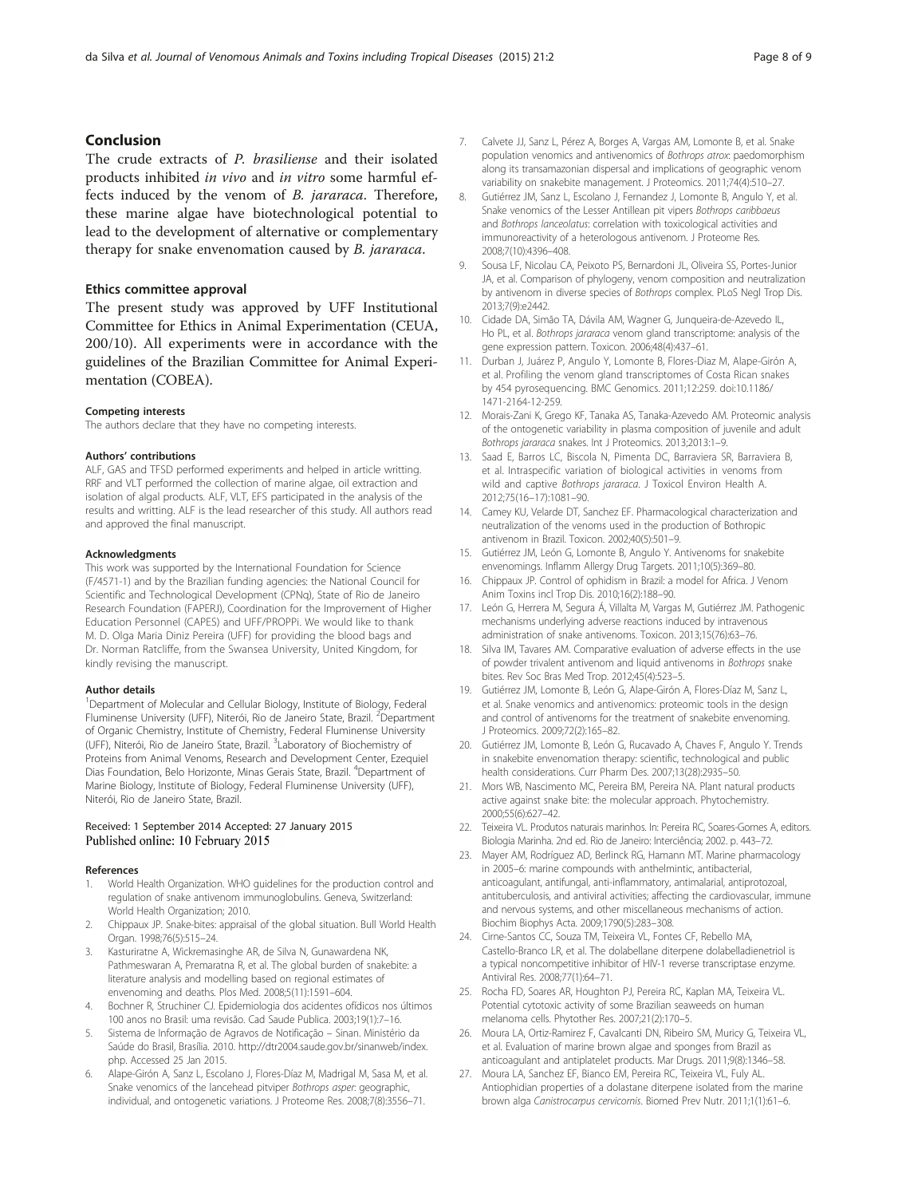## Conclusion

The crude extracts of *P. brasiliense* and their isolated products inhibited *in vivo* and *in vitro* some harmful effects induced by the venom of *B. jararaca*. Therefore, these marine algae have biotechnological potential to lead to the development of alternative or complementary therapy for snake envenomation caused by *B. jararaca*.

### Ethics committee approval

The present study was approved by UFF Institutional Committee for Ethics in Animal Experimentation (CEUA, 200/10). All experiments were in accordance with the guidelines of the Brazilian Committee for Animal Experimentation (COBEA).

#### Competing interests

The authors declare that they have no competing interests.

#### Authors' contributions

ALF, GAS and TFSD performed experiments and helped in article writting. RRF and VLT performed the collection of marine algae, oil extraction and isolation of algal products. ALF, VLT, EFS participated in the analysis of the results and writting. ALF is the lead researcher of this study. All authors read and approved the final manuscript.

#### Acknowledgments

This work was supported by the International Foundation for Science (F/4571-1) and by the Brazilian funding agencies: the National Council for Scientific and Technological Development (CPNq), State of Rio de Janeiro Research Foundation (FAPERJ), Coordination for the Improvement of Higher Education Personnel (CAPES) and UFF/PROPPi. We would like to thank M. D. Olga Maria Diniz Pereira (UFF) for providing the blood bags and Dr. Norman Ratcliffe, from the Swansea University, United Kingdom, for kindly revising the manuscript.

#### Author details

[1]Department of Molecular and Cellular Biology, Institute of Biology, Federal Fluminense University (UFF), Niterói, Rio de Janeiro State, Brazil. [2]Department of Organic Chemistry, Institute of Chemistry, Federal Fluminense University (UFF), Niterói, Rio de Janeiro State, Brazil. [3]Laboratory of Biochemistry of Proteins from Animal Venoms, Research and Development Center, Ezequiel Dias Foundation, Belo Horizonte, Minas Gerais State, Brazil. [4]Department of Marine Biology, Institute of Biology, Federal Fluminense University (UFF), Niterói, Rio de Janeiro State, Brazil.

Received: 1 September 2014 Accepted: 27 January 2015
Published online: 10 February 2015

#### References

1. World Health Organization. WHO guidelines for the production control and regulation of snake antivenom immunoglobulins. Geneva, Switzerland: World Health Organization; 2010.
2. Chippaux JP. Snake-bites: appraisal of the global situation. Bull World Health Organ. 1998;76(5):515–24.
3. Kasturiratne A, Wickremasinghe AR, de Silva N, Gunawardena NK, Pathmeswaran A, Premaratna R, et al. The global burden of snakebite: a literature analysis and modelling based on regional estimates of envenoming and deaths. Plos Med. 2008;5(11):1591–604.
4. Bochner R, Struchiner CJ. Epidemiologia dos acidentes ofídicos nos últimos 100 anos no Brasil: uma revisão. Cad Saude Publica. 2003;19(1):7–16.
5. Sistema de Informação de Agravos de Notificação – Sinan. Ministério da Saúde do Brasil, Brasília. 2010. http://dtr2004.saude.gov.br/sinanweb/index.php. Accessed 25 Jan 2015.
6. Alape-Girón A, Sanz L, Escolano J, Flores-Díaz M, Madrigal M, Sasa M, et al. Snake venomics of the lancehead pitviper *Bothrops asper*: geographic, individual, and ontogenetic variations. J Proteome Res. 2008;7(8):3556–71.
7. Calvete JJ, Sanz L, Pérez A, Borges A, Vargas AM, Lomonte B, et al. Snake population venomics and antivenomics of *Bothrops atrox*: paedomorphism along its transamazonian dispersal and implications of geographic venom variability on snakebite management. J Proteomics. 2011;74(4):510–27.
8. Gutiérrez JM, Sanz L, Escolano J, Fernandez J, Lomonte B, Angulo Y, et al. Snake venomics of the Lesser Antillean pit vipers *Bothrops caribbaeus* and *Bothrops lanceolatus*: correlation with toxicological activities and immunoreactivity of a heterologous antivenom. J Proteome Res. 2008;7(10):4396–408.
9. Sousa LF, Nicolau CA, Peixoto PS, Bernardoni JL, Oliveira SS, Portes-Junior JA, et al. Comparison of phylogeny, venom composition and neutralization by antivenom in diverse species of *Bothrops* complex. PLoS Negl Trop Dis. 2013;7(9):e2442.
10. Cidade DA, Simão TA, Dávila AM, Wagner G, Junqueira-de-Azevedo IL, Ho PL, et al. *Bothrops jararaca* venom gland transcriptome: analysis of the gene expression pattern. Toxicon. 2006;48(4):437–61.
11. Durban J, Juárez P, Angulo Y, Lomonte B, Flores-Diaz M, Alape-Girón A, et al. Profiling the venom gland transcriptomes of Costa Rican snakes by 454 pyrosequencing. BMC Genomics. 2011;12:259. doi:10.1186/1471-2164-12-259.
12. Morais-Zani K, Grego KF, Tanaka AS, Tanaka-Azevedo AM. Proteomic analysis of the ontogenetic variability in plasma composition of juvenile and adult *Bothrops jararaca* snakes. Int J Proteomics. 2013;2013:1–9.
13. Saad E, Barros LC, Biscola N, Pimenta DC, Barraviera SR, Barraviera B, et al. Intraspecific variation of biological activities in venoms from wild and captive *Bothrops jararaca*. J Toxicol Environ Health A. 2012;75(16–17):1081–90.
14. Camey KU, Velarde DT, Sanchez EF. Pharmacological characterization and neutralization of the venoms used in the production of Bothropic antivenom in Brazil. Toxicon. 2002;40(5):501–9.
15. Gutiérrez JM, León G, Lomonte B, Angulo Y. Antivenoms for snakebite envenomings. Inflamm Allergy Drug Targets. 2011;10(5):369–80.
16. Chippaux JP. Control of ophidism in Brazil: a model for Africa. J Venom Anim Toxins incl Trop Dis. 2010;16(2):188–90.
17. León G, Herrera M, Segura Á, Villalta M, Vargas M, Gutiérrez JM. Pathogenic mechanisms underlying adverse reactions induced by intravenous administration of snake antivenoms. Toxicon. 2013;15(76):63–76.
18. Silva IM, Tavares AM. Comparative evaluation of adverse effects in the use of powder trivalent antivenom and liquid antivenoms in *Bothrops* snake bites. Rev Soc Bras Med Trop. 2012;45(4):523–5.
19. Gutiérrez JM, Lomonte B, León G, Alape-Girón A, Flores-Díaz M, Sanz L, et al. Snake venomics and antivenomics: proteomic tools in the design and control of antivenoms for the treatment of snakebite envenoming. J Proteomics. 2009;72(2):165–82.
20. Gutiérrez JM, Lomonte B, León G, Rucavado A, Chaves F, Angulo Y. Trends in snakebite envenomation therapy: scientific, technological and public health considerations. Curr Pharm Des. 2007;13(28):2935–50.
21. Mors WB, Nascimento MC, Pereira BM, Pereira NA. Plant natural products active against snake bite: the molecular approach. Phytochemistry. 2000;55(6):627–42.
22. Teixeira VL. Produtos naturais marinhos. In: Pereira RC, Soares-Gomes A, editors. Biologia Marinha. 2nd ed. Rio de Janeiro: Interciência; 2002. p. 443–72.
23. Mayer AM, Rodríguez AD, Berlinck RG, Hamann MT. Marine pharmacology in 2005–6: marine compounds with anthelmintic, antibacterial, anticoagulant, antifungal, anti-inflammatory, antimalarial, antiprotozoal, antituberculosis, and antiviral activities; affecting the cardiovascular, immune and nervous systems, and other miscellaneous mechanisms of action. Biochim Biophys Acta. 2009;1790(5):283–308.
24. Cirne-Santos CC, Souza TM, Teixeira VL, Fontes CF, Rebello MA, Castello-Branco LR, et al. The dolabellane diterpene dolabelladienetriol is a typical noncompetitive inhibitor of HIV-1 reverse transcriptase enzyme. Antiviral Res. 2008;77(1):64–71.
25. Rocha FD, Soares AR, Houghton PJ, Pereira RC, Kaplan MA, Teixeira VL. Potential cytotoxic activity of some Brazilian seaweeds on human melanoma cells. Phytother Res. 2007;21(2):170–5.
26. Moura LA, Ortiz-Ramirez F, Cavalcanti DN, Ribeiro SM, Muricy G, Teixeira VL, et al. Evaluation of marine brown algae and sponges from Brazil as anticoagulant and antiplatelet products. Mar Drugs. 2011;9(8):1346–58.
27. Moura LA, Sanchez EF, Bianco EM, Pereira RC, Teixeira VL, Fuly AL. Antiophidian properties of a dolastane diterpene isolated from the marine brown alga *Canistrocarpus cervicornis*. Biomed Prev Nutr. 2011;1(1):61–6.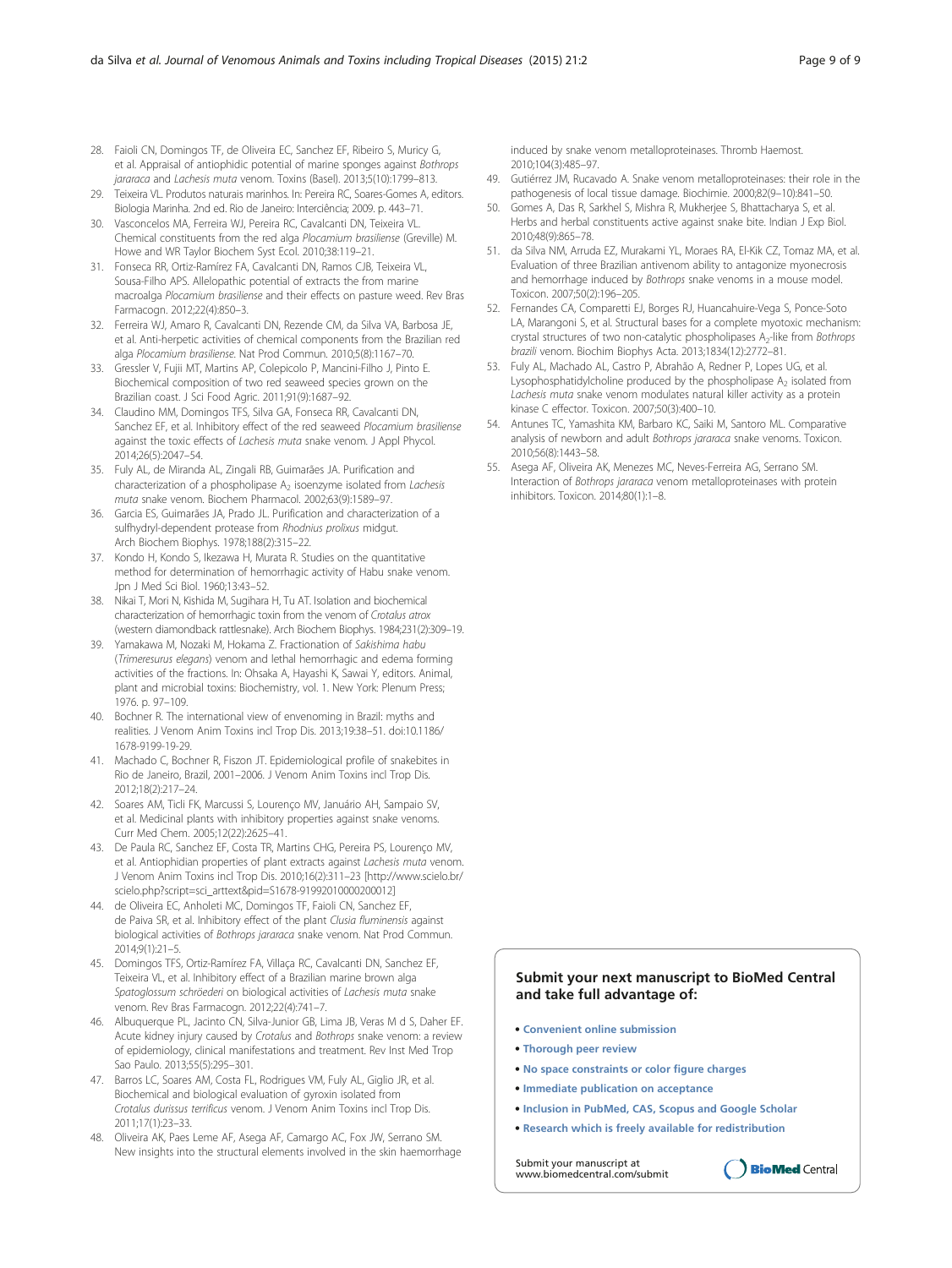28. Faioli CN, Domingos TF, de Oliveira EC, Sanchez EF, Ribeiro S, Muricy G, et al. Appraisal of antiophidic potential of marine sponges against *Bothrops jararaca* and *Lachesis muta* venom. Toxins (Basel). 2013;5(10):1799–813.
29. Teixeira VL. Produtos naturais marinhos. In: Pereira RC, Soares-Gomes A, editors. Biologia Marinha. 2nd ed. Rio de Janeiro: Interciência; 2009. p. 443–71.
30. Vasconcelos MA, Ferreira WJ, Pereira RC, Cavalcanti DN, Teixeira VL. Chemical constituents from the red alga *Plocamium brasiliense* (Greville) M. Howe and WR Taylor Biochem Syst Ecol. 2010;38:119–21.
31. Fonseca RR, Ortiz-Ramírez FA, Cavalcanti DN, Ramos CJB, Teixeira VL, Sousa-Filho APS. Allelopathic potential of extracts the from marine macroalga *Plocamium brasiliense* and their effects on pasture weed. Rev Bras Farmacogn. 2012;22(4):850–3.
32. Ferreira WJ, Amaro R, Cavalcanti DN, Rezende CM, da Silva VA, Barbosa JE, et al. Anti-herpetic activities of chemical components from the Brazilian red alga *Plocamium brasiliense*. Nat Prod Commun. 2010;5(8):1167–70.
33. Gressler V, Fujii MT, Martins AP, Colepicolo P, Mancini-Filho J, Pinto E. Biochemical composition of two red seaweed species grown on the Brazilian coast. J Sci Food Agric. 2011;91(9):1687–92.
34. Claudino MM, Domingos TFS, Silva GA, Fonseca RR, Cavalcanti DN, Sanchez EF, et al. Inhibitory effect of the red seaweed *Plocamium brasiliense* against the toxic effects of *Lachesis muta* snake venom. J Appl Phycol. 2014;26(5):2047–54.
35. Fuly AL, de Miranda AL, Zingali RB, Guimarães JA. Purification and characterization of a phospholipase $A_2$ isoenzyme isolated from *Lachesis muta* snake venom. Biochem Pharmacol. 2002;63(9):1589–97.
36. Garcia ES, Guimarães JA, Prado JL. Purification and characterization of a sulfhydryl-dependent protease from *Rhodnius prolixus* midgut. Arch Biochem Biophys. 1978;188(2):315–22.
37. Kondo H, Kondo S, Ikezawa H, Murata R. Studies on the quantitative method for determination of hemorrhagic activity of Habu snake venom. Jpn J Med Sci Biol. 1960;13:43–52.
38. Nikai T, Mori N, Kishida M, Sugihara H, Tu AT. Isolation and biochemical characterization of hemorrhagic toxin from the venom of *Crotalus atrox* (western diamondback rattlesnake). Arch Biochem Biophys. 1984;231(2):309–19.
39. Yamakawa M, Nozaki M, Hokama Z. Fractionation of *Sakishima habu* (*Trimeresurus elegans*) venom and lethal hemorrhagic and edema forming activities of the fractions. In: Ohsaka A, Hayashi K, Sawai Y, editors. Animal, plant and microbial toxins: Biochemistry, vol. 1. New York: Plenum Press; 1976. p. 97–109.
40. Bochner R. The international view of envenoming in Brazil: myths and realities. J Venom Anim Toxins incl Trop Dis. 2013;19:38–51. doi:10.1186/1678-9199-19-29.
41. Machado C, Bochner R, Fiszon JT. Epidemiological profile of snakebites in Rio de Janeiro, Brazil, 2001–2006. J Venom Anim Toxins incl Trop Dis. 2012;18(2):217–24.
42. Soares AM, Ticli FK, Marcussi S, Lourenço MV, Januário AH, Sampaio SV, et al. Medicinal plants with inhibitory properties against snake venoms. Curr Med Chem. 2005;12(22):2625–41.
43. De Paula RC, Sanchez EF, Costa TR, Martins CHG, Pereira PS, Lourenço MV, et al. Antiophidian properties of plant extracts against *Lachesis muta* venom. J Venom Anim Toxins incl Trop Dis. 2010;16(2):311–23 [http://www.scielo.br/scielo.php?script=sci_arttext&pid=S1678-91992010000200012]
44. de Oliveira EC, Anholeti MC, Domingos TF, Faioli CN, Sanchez EF, de Paiva SR, et al. Inhibitory effect of the plant *Clusia fluminensis* against biological activities of *Bothrops jararaca* snake venom. Nat Prod Commun. 2014;9(1):21–5.
45. Domingos TFS, Ortiz-Ramírez FA, Villaça RC, Cavalcanti DN, Sanchez EF, Teixeira VL, et al. Inhibitory effect of a Brazilian marine brown alga *Spatoglossum schröederi* on biological activities of *Lachesis muta* snake venom. Rev Bras Farmacogn. 2012;22(4):741–7.
46. Albuquerque PL, Jacinto CN, Silva-Junior GB, Lima JB, Veras M d S, Daher EF. Acute kidney injury caused by *Crotalus* and *Bothrops* snake venom: a review of epidemiology, clinical manifestations and treatment. Rev Inst Med Trop Sao Paulo. 2013;55(5):295–301.
47. Barros LC, Soares AM, Costa FL, Rodrigues VM, Fuly AL, Giglio JR, et al. Biochemical and biological evaluation of gyroxin isolated from *Crotalus durissus terrificus* venom. J Venom Anim Toxins incl Trop Dis. 2011;17(1):23–33.
48. Oliveira AK, Paes Leme AF, Asega AF, Camargo AC, Fox JW, Serrano SM. New insights into the structural elements involved in the skin haemorrhage induced by snake venom metalloproteinases. Thromb Haemost. 2010;104(3):485–97.
49. Gutiérrez JM, Rucavado A. Snake venom metalloproteinases: their role in the pathogenesis of local tissue damage. Biochimie. 2000;82(9–10):841–50.
50. Gomes A, Das R, Sarkhel S, Mishra R, Mukherjee S, Bhattacharya S, et al. Herbs and herbal constituents active against snake bite. Indian J Exp Biol. 2010;48(9):865–78.
51. da Silva NM, Arruda EZ, Murakami YL, Moraes RA, El-Kik CZ, Tomaz MA, et al. Evaluation of three Brazilian antivenom ability to antagonize myonecrosis and hemorrhage induced by *Bothrops* snake venoms in a mouse model. Toxicon. 2007;50(2):196–205.
52. Fernandes CA, Comparetti EJ, Borges RJ, Huancahuire-Vega S, Ponce-Soto LA, Marangoni S, et al. Structural bases for a complete myotoxic mechanism: crystal structures of two non-catalytic phospholipases $A_2$-like from *Bothrops brazili* venom. Biochim Biophys Acta. 2013;1834(12):2772–81.
53. Fuly AL, Machado AL, Castro P, Abrahão A, Redner P, Lopes UG, et al. Lysophosphatidylcholine produced by the phospholipase $A_2$ isolated from *Lachesis muta* snake venom modulates natural killer activity as a protein kinase C effector. Toxicon. 2007;50(3):400–10.
54. Antunes TC, Yamashita KM, Barbaro KC, Saiki M, Santoro ML. Comparative analysis of newborn and adult *Bothrops jararaca* snake venoms. Toxicon. 2010;56(8):1443–58.
55. Asega AF, Oliveira AK, Menezes MC, Neves-Ferreira AG, Serrano SM. Interaction of *Bothrops jararaca* venom metalloproteinases with protein inhibitors. Toxicon. 2014;80(1):1–8.

**Submit your next manuscript to BioMed Central and take full advantage of:**

- **Convenient online submission**
- **Thorough peer review**
- **No space constraints or color figure charges**
- **Immediate publication on acceptance**
- **Inclusion in PubMed, CAS, Scopus and Google Scholar**
- **Research which is freely available for redistribution**

Submit your manuscript at www.biomedcentral.com/submit

BioMed Central